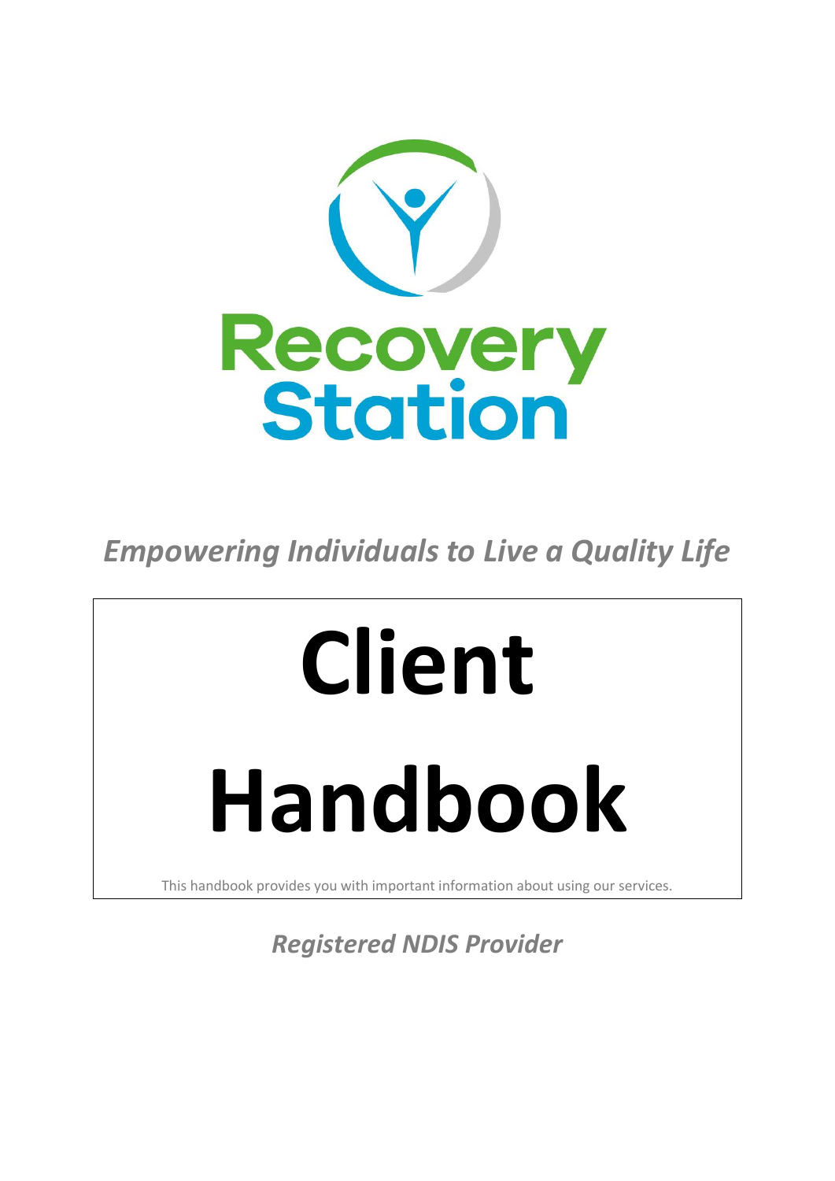Recovery Station

*Empowering Individuals to Live a Quality Life*

# Client Handbook

This handbook provides you with important information about using our services.

*Registered NDIS Provider*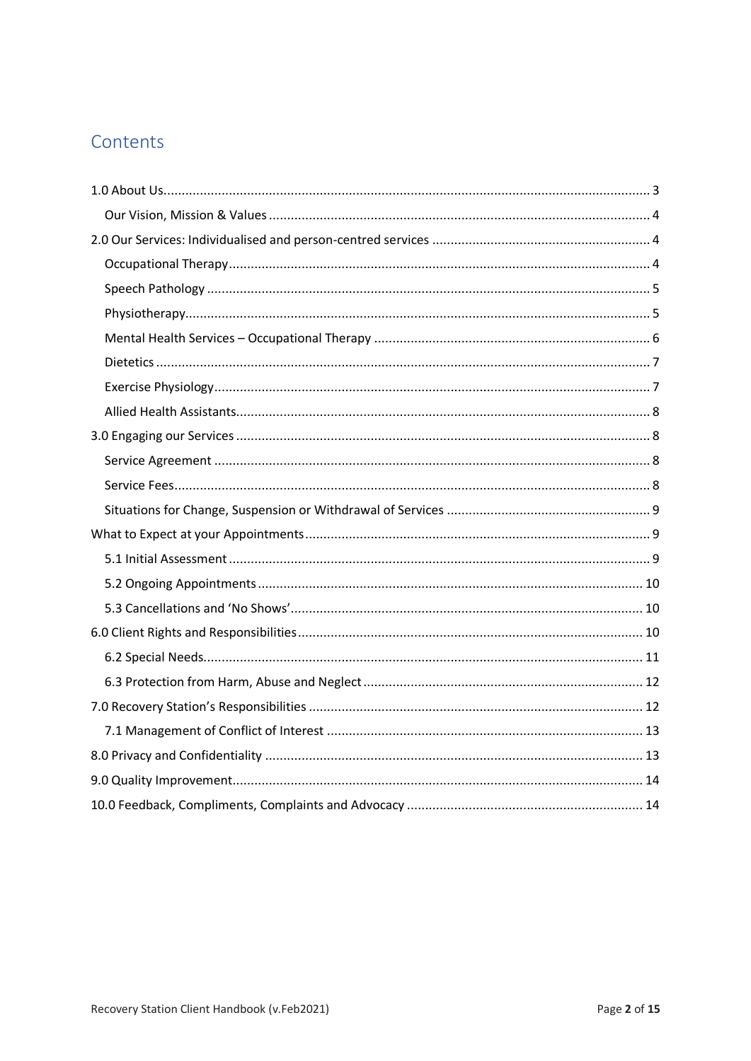# Contents

- 1.0 About Us .... 3
  - Our Vision, Mission & Values .... 4
- 2.0 Our Services: Individualised and person-centred services .... 4
  - Occupational Therapy .... 4
  - Speech Pathology .... 5
  - Physiotherapy .... 5
  - Mental Health Services – Occupational Therapy .... 6
  - Dietetics .... 7
  - Exercise Physiology .... 7
  - Allied Health Assistants .... 8
- 3.0 Engaging our Services .... 8
  - Service Agreement .... 8
  - Service Fees .... 8
  - Situations for Change, Suspension or Withdrawal of Services .... 9
- What to Expect at your Appointments .... 9
  - 5.1 Initial Assessment .... 9
  - 5.2 Ongoing Appointments .... 10
  - 5.3 Cancellations and 'No Shows' .... 10
- 6.0 Client Rights and Responsibilities .... 10
  - 6.2 Special Needs .... 11
  - 6.3 Protection from Harm, Abuse and Neglect .... 12
- 7.0 Recovery Station's Responsibilities .... 12
  - 7.1 Management of Conflict of Interest .... 13
- 8.0 Privacy and Confidentiality .... 13
- 9.0 Quality Improvement .... 14
- 10.0 Feedback, Compliments, Complaints and Advocacy .... 14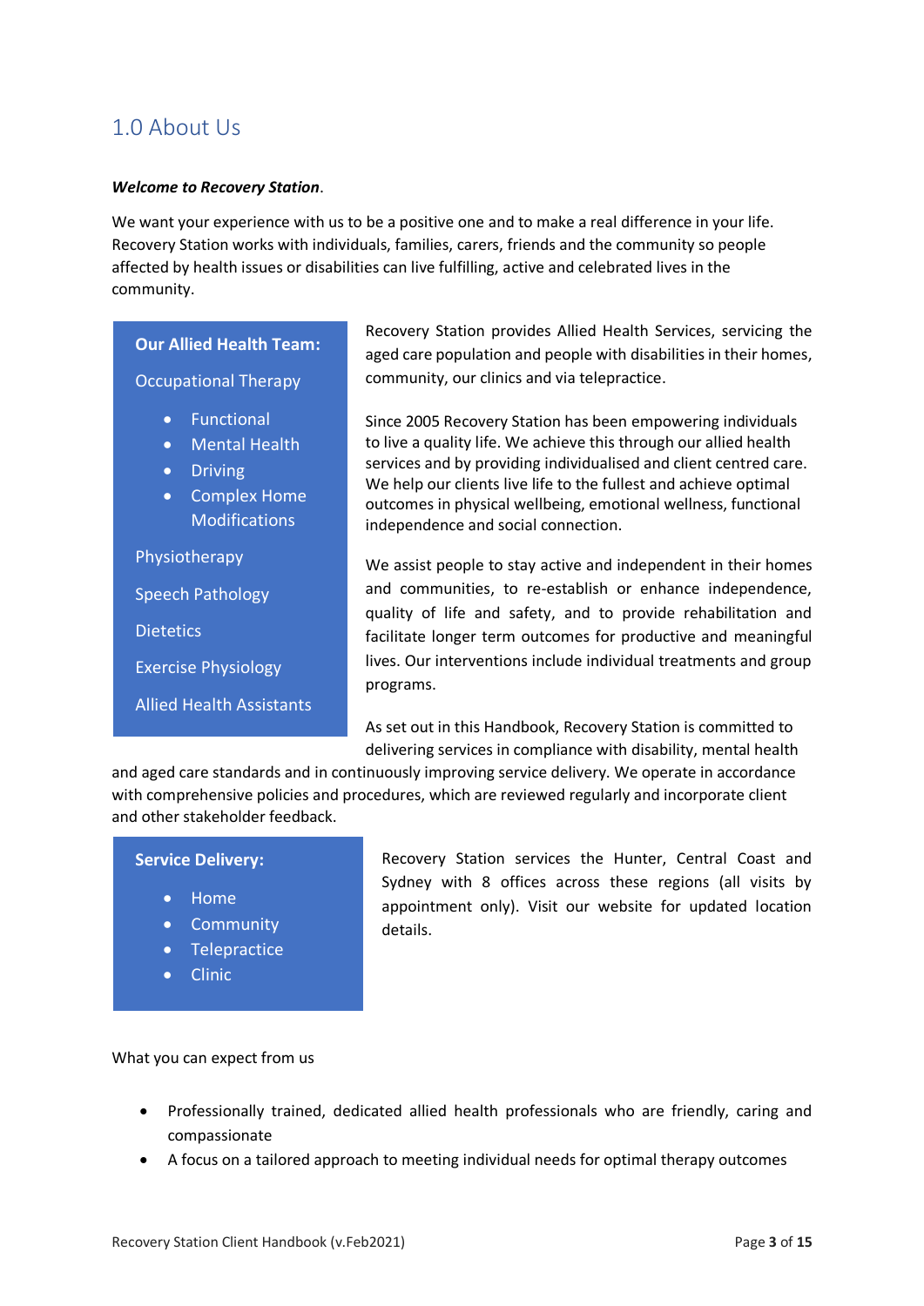# 1.0 About Us

***Welcome to Recovery Station***.

We want your experience with us to be a positive one and to make a real difference in your life. Recovery Station works with individuals, families, carers, friends and the community so people affected by health issues or disabilities can live fulfilling, active and celebrated lives in the community.

**Our Allied Health Team:**

Occupational Therapy

- Functional
- Mental Health
- Driving
- Complex Home Modifications

Physiotherapy

Speech Pathology

Dietetics

Exercise Physiology

Allied Health Assistants

Recovery Station provides Allied Health Services, servicing the aged care population and people with disabilities in their homes, community, our clinics and via telepractice.

Since 2005 Recovery Station has been empowering individuals to live a quality life. We achieve this through our allied health services and by providing individualised and client centred care. We help our clients live life to the fullest and achieve optimal outcomes in physical wellbeing, emotional wellness, functional independence and social connection.

We assist people to stay active and independent in their homes and communities, to re-establish or enhance independence, quality of life and safety, and to provide rehabilitation and facilitate longer term outcomes for productive and meaningful lives. Our interventions include individual treatments and group programs.

As set out in this Handbook, Recovery Station is committed to delivering services in compliance with disability, mental health and aged care standards and in continuously improving service delivery. We operate in accordance with comprehensive policies and procedures, which are reviewed regularly and incorporate client and other stakeholder feedback.

**Service Delivery:**

- Home
- Community
- Telepractice
- Clinic

Recovery Station services the Hunter, Central Coast and Sydney with 8 offices across these regions (all visits by appointment only). Visit our website for updated location details.

What you can expect from us

- Professionally trained, dedicated allied health professionals who are friendly, caring and compassionate
- A focus on a tailored approach to meeting individual needs for optimal therapy outcomes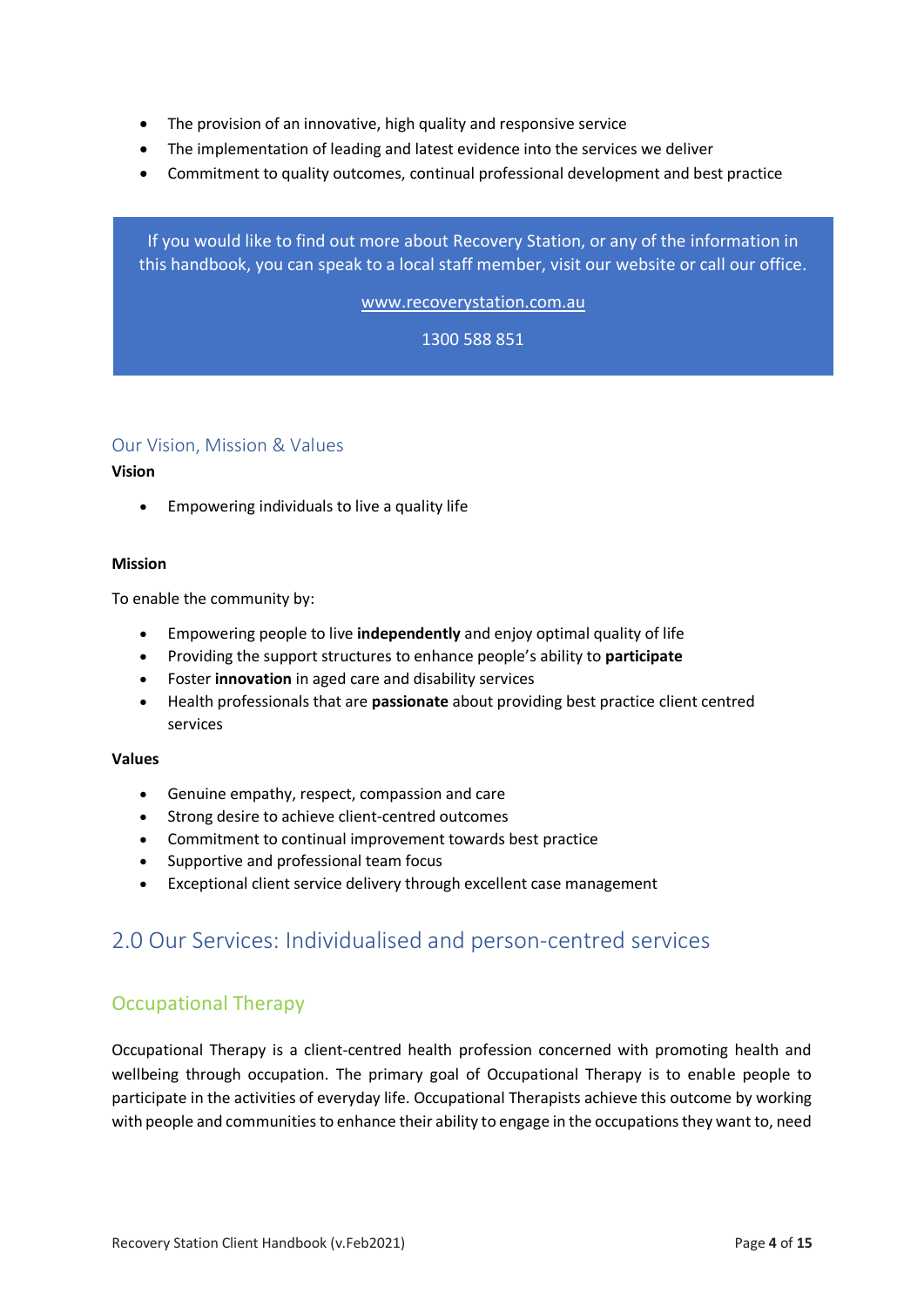- The provision of an innovative, high quality and responsive service
- The implementation of leading and latest evidence into the services we deliver
- Commitment to quality outcomes, continual professional development and best practice

> If you would like to find out more about Recovery Station, or any of the information in this handbook, you can speak to a local staff member, visit our website or call our office.
>
> www.recoverystation.com.au
>
> 1300 588 851

### Our Vision, Mission & Values

**Vision**

- Empowering individuals to live a quality life

**Mission**

To enable the community by:

- Empowering people to live **independently** and enjoy optimal quality of life
- Providing the support structures to enhance people's ability to **participate**
- Foster **innovation** in aged care and disability services
- Health professionals that are **passionate** about providing best practice client centred services

**Values**

- Genuine empathy, respect, compassion and care
- Strong desire to achieve client-centred outcomes
- Commitment to continual improvement towards best practice
- Supportive and professional team focus
- Exceptional client service delivery through excellent case management

## 2.0 Our Services: Individualised and person-centred services

### Occupational Therapy

Occupational Therapy is a client-centred health profession concerned with promoting health and wellbeing through occupation. The primary goal of Occupational Therapy is to enable people to participate in the activities of everyday life. Occupational Therapists achieve this outcome by working with people and communities to enhance their ability to engage in the occupations they want to, need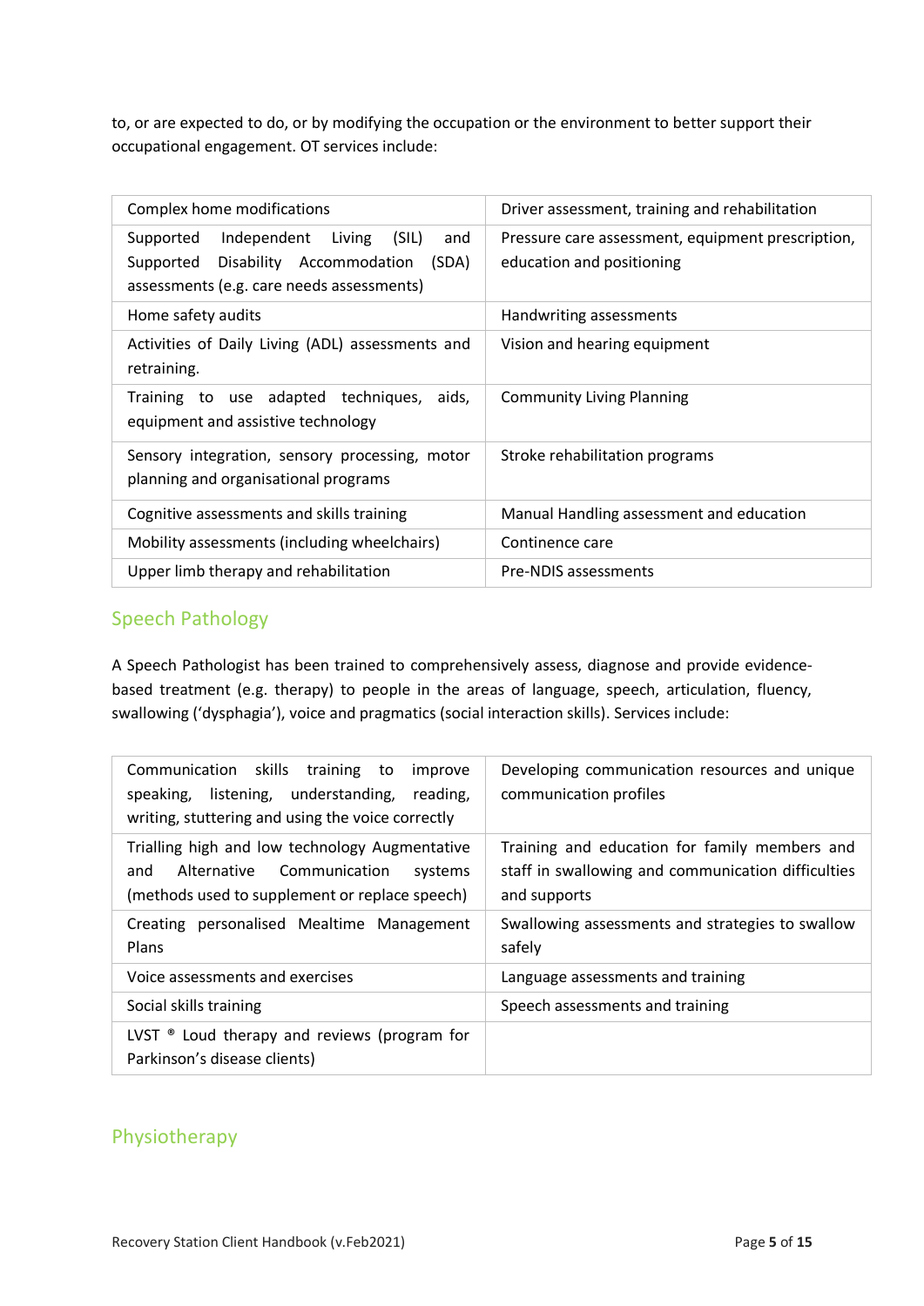to, or are expected to do, or by modifying the occupation or the environment to better support their occupational engagement. OT services include:

| | |
|---|---|
| Complex home modifications | Driver assessment, training and rehabilitation |
| Supported Independent Living (SIL) and Supported Disability Accommodation (SDA) assessments (e.g. care needs assessments) | Pressure care assessment, equipment prescription, education and positioning |
| Home safety audits | Handwriting assessments |
| Activities of Daily Living (ADL) assessments and retraining. | Vision and hearing equipment |
| Training to use adapted techniques, aids, equipment and assistive technology | Community Living Planning |
| Sensory integration, sensory processing, motor planning and organisational programs | Stroke rehabilitation programs |
| Cognitive assessments and skills training | Manual Handling assessment and education |
| Mobility assessments (including wheelchairs) | Continence care |
| Upper limb therapy and rehabilitation | Pre-NDIS assessments |

## Speech Pathology

A Speech Pathologist has been trained to comprehensively assess, diagnose and provide evidence-based treatment (e.g. therapy) to people in the areas of language, speech, articulation, fluency, swallowing ('dysphagia'), voice and pragmatics (social interaction skills). Services include:

| | |
|---|---|
| Communication skills training to improve speaking, listening, understanding, reading, writing, stuttering and using the voice correctly | Developing communication resources and unique communication profiles |
| Trialling high and low technology Augmentative and Alternative Communication systems (methods used to supplement or replace speech) | Training and education for family members and staff in swallowing and communication difficulties and supports |
| Creating personalised Mealtime Management Plans | Swallowing assessments and strategies to swallow safely |
| Voice assessments and exercises | Language assessments and training |
| Social skills training | Speech assessments and training |
| LVST ® Loud therapy and reviews (program for Parkinson's disease clients) | |

## Physiotherapy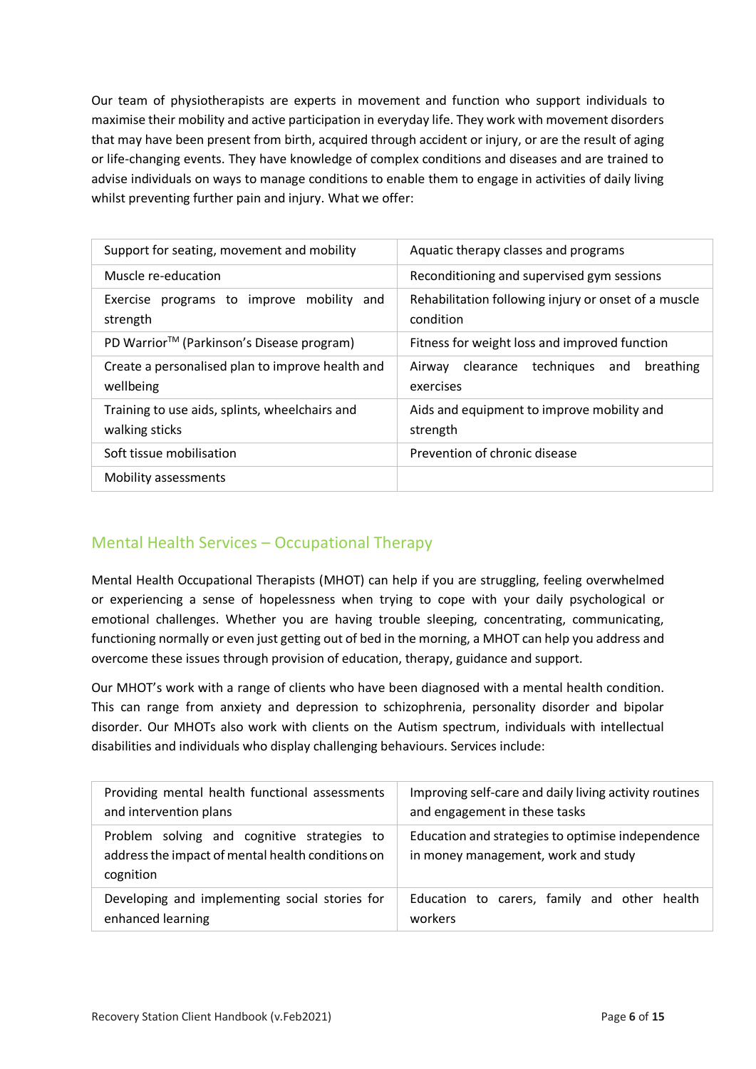Our team of physiotherapists are experts in movement and function who support individuals to maximise their mobility and active participation in everyday life. They work with movement disorders that may have been present from birth, acquired through accident or injury, or are the result of aging or life-changing events. They have knowledge of complex conditions and diseases and are trained to advise individuals on ways to manage conditions to enable them to engage in activities of daily living whilst preventing further pain and injury. What we offer:

| | |
|---|---|
| Support for seating, movement and mobility | Aquatic therapy classes and programs |
| Muscle re-education | Reconditioning and supervised gym sessions |
| Exercise programs to improve mobility and strength | Rehabilitation following injury or onset of a muscle condition |
| PD Warrior™ (Parkinson's Disease program) | Fitness for weight loss and improved function |
| Create a personalised plan to improve health and wellbeing | Airway clearance techniques and breathing exercises |
| Training to use aids, splints, wheelchairs and walking sticks | Aids and equipment to improve mobility and strength |
| Soft tissue mobilisation | Prevention of chronic disease |
| Mobility assessments | |

## Mental Health Services – Occupational Therapy

Mental Health Occupational Therapists (MHOT) can help if you are struggling, feeling overwhelmed or experiencing a sense of hopelessness when trying to cope with your daily psychological or emotional challenges. Whether you are having trouble sleeping, concentrating, communicating, functioning normally or even just getting out of bed in the morning, a MHOT can help you address and overcome these issues through provision of education, therapy, guidance and support.

Our MHOT's work with a range of clients who have been diagnosed with a mental health condition. This can range from anxiety and depression to schizophrenia, personality disorder and bipolar disorder. Our MHOTs also work with clients on the Autism spectrum, individuals with intellectual disabilities and individuals who display challenging behaviours. Services include:

| | |
|---|---|
| Providing mental health functional assessments and intervention plans | Improving self-care and daily living activity routines and engagement in these tasks |
| Problem solving and cognitive strategies to address the impact of mental health conditions on cognition | Education and strategies to optimise independence in money management, work and study |
| Developing and implementing social stories for enhanced learning | Education to carers, family and other health workers |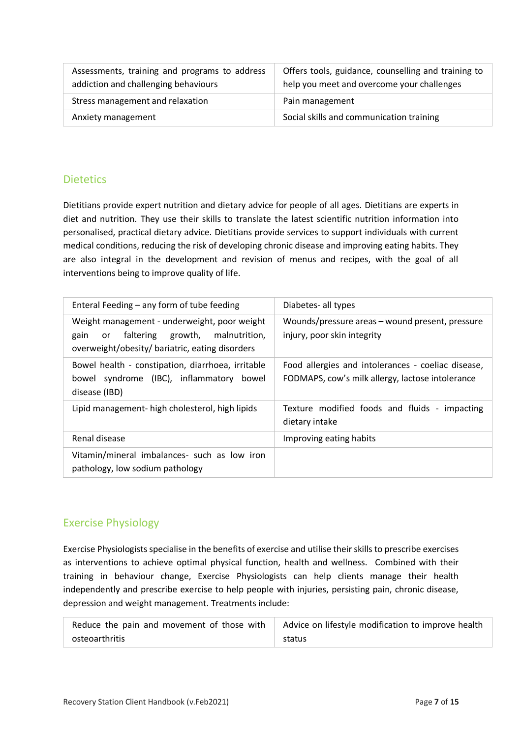| Assessments, training and programs to address addiction and challenging behaviours | Offers tools, guidance, counselling and training to help you meet and overcome your challenges |
|---|---|
| Stress management and relaxation | Pain management |
| Anxiety management | Social skills and communication training |

## Dietetics

Dietitians provide expert nutrition and dietary advice for people of all ages. Dietitians are experts in diet and nutrition. They use their skills to translate the latest scientific nutrition information into personalised, practical dietary advice. Dietitians provide services to support individuals with current medical conditions, reducing the risk of developing chronic disease and improving eating habits. They are also integral in the development and revision of menus and recipes, with the goal of all interventions being to improve quality of life.

| Enteral Feeding – any form of tube feeding | Diabetes- all types |
|---|---|
| Weight management - underweight, poor weight gain or faltering growth, malnutrition, overweight/obesity/ bariatric, eating disorders | Wounds/pressure areas – wound present, pressure injury, poor skin integrity |
| Bowel health - constipation, diarrhoea, irritable bowel syndrome (IBC), inflammatory bowel disease (IBD) | Food allergies and intolerances - coeliac disease, FODMAPS, cow's milk allergy, lactose intolerance |
| Lipid management- high cholesterol, high lipids | Texture modified foods and fluids - impacting dietary intake |
| Renal disease | Improving eating habits |
| Vitamin/mineral imbalances- such as low iron pathology, low sodium pathology | |

## Exercise Physiology

Exercise Physiologists specialise in the benefits of exercise and utilise their skills to prescribe exercises as interventions to achieve optimal physical function, health and wellness. Combined with their training in behaviour change, Exercise Physiologists can help clients manage their health independently and prescribe exercise to help people with injuries, persisting pain, chronic disease, depression and weight management. Treatments include:

| Reduce the pain and movement of those with osteoarthritis | Advice on lifestyle modification to improve health status |
|---|---|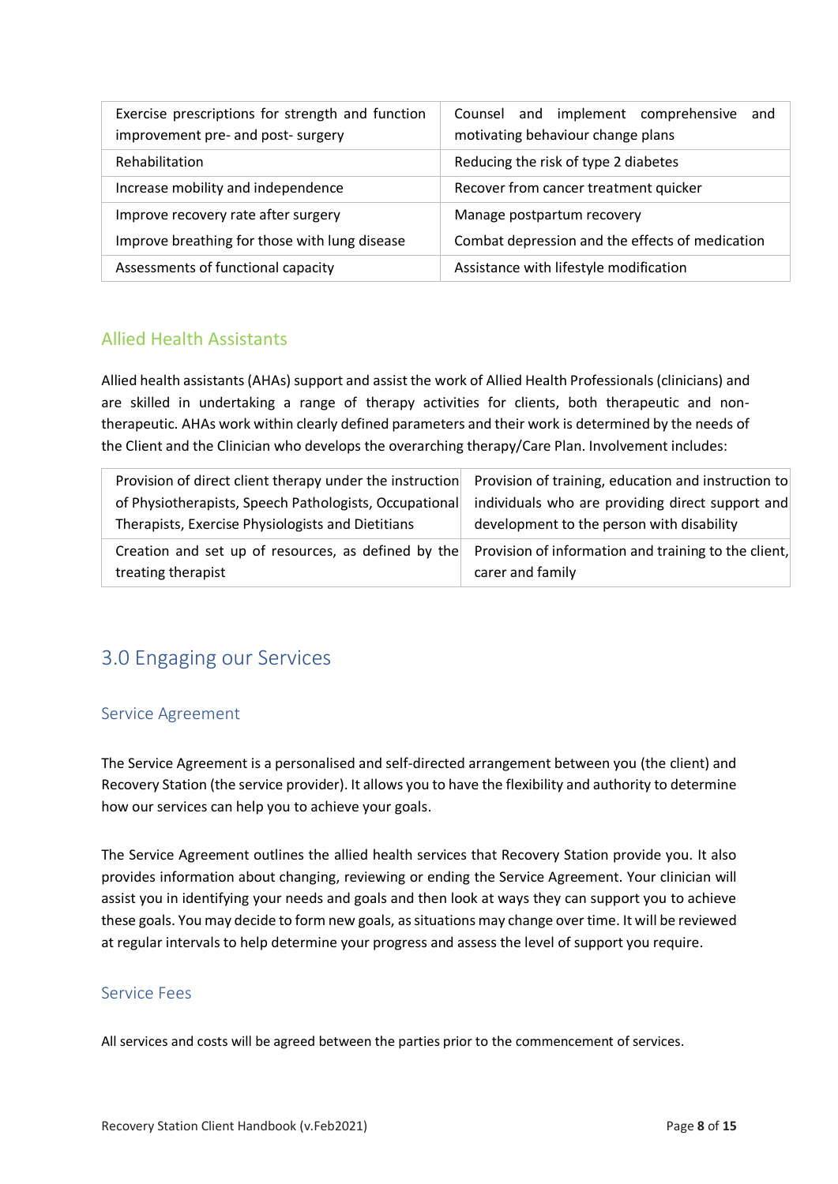| Exercise prescriptions for strength and function improvement pre- and post- surgery | Counsel and implement comprehensive and motivating behaviour change plans |
| --- | --- |
| Rehabilitation | Reducing the risk of type 2 diabetes |
| Increase mobility and independence | Recover from cancer treatment quicker |
| Improve recovery rate after surgery<br>Improve breathing for those with lung disease | Manage postpartum recovery<br>Combat depression and the effects of medication |
| Assessments of functional capacity | Assistance with lifestyle modification |

### Allied Health Assistants

Allied health assistants (AHAs) support and assist the work of Allied Health Professionals (clinicians) and are skilled in undertaking a range of therapy activities for clients, both therapeutic and non-therapeutic. AHAs work within clearly defined parameters and their work is determined by the needs of the Client and the Clinician who develops the overarching therapy/Care Plan. Involvement includes:

| Provision of direct client therapy under the instruction of Physiotherapists, Speech Pathologists, Occupational Therapists, Exercise Physiologists and Dietitians | Provision of training, education and instruction to individuals who are providing direct support and development to the person with disability |
| --- | --- |
| Creation and set up of resources, as defined by the treating therapist | Provision of information and training to the client, carer and family |

## 3.0 Engaging our Services

### Service Agreement

The Service Agreement is a personalised and self-directed arrangement between you (the client) and Recovery Station (the service provider). It allows you to have the flexibility and authority to determine how our services can help you to achieve your goals.

The Service Agreement outlines the allied health services that Recovery Station provide you. It also provides information about changing, reviewing or ending the Service Agreement. Your clinician will assist you in identifying your needs and goals and then look at ways they can support you to achieve these goals. You may decide to form new goals, as situations may change over time. It will be reviewed at regular intervals to help determine your progress and assess the level of support you require.

### Service Fees

All services and costs will be agreed between the parties prior to the commencement of services.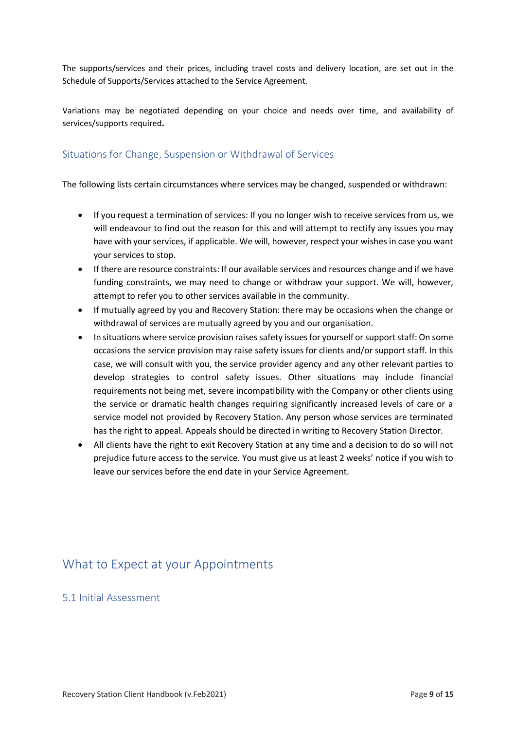The supports/services and their prices, including travel costs and delivery location, are set out in the Schedule of Supports/Services attached to the Service Agreement.

Variations may be negotiated depending on your choice and needs over time, and availability of services/supports required**.**

### Situations for Change, Suspension or Withdrawal of Services

The following lists certain circumstances where services may be changed, suspended or withdrawn:

- If you request a termination of services: If you no longer wish to receive services from us, we will endeavour to find out the reason for this and will attempt to rectify any issues you may have with your services, if applicable. We will, however, respect your wishes in case you want your services to stop.
- If there are resource constraints: If our available services and resources change and if we have funding constraints, we may need to change or withdraw your support. We will, however, attempt to refer you to other services available in the community.
- If mutually agreed by you and Recovery Station: there may be occasions when the change or withdrawal of services are mutually agreed by you and our organisation.
- In situations where service provision raises safety issues for yourself or support staff: On some occasions the service provision may raise safety issues for clients and/or support staff. In this case, we will consult with you, the service provider agency and any other relevant parties to develop strategies to control safety issues. Other situations may include financial requirements not being met, severe incompatibility with the Company or other clients using the service or dramatic health changes requiring significantly increased levels of care or a service model not provided by Recovery Station. Any person whose services are terminated has the right to appeal. Appeals should be directed in writing to Recovery Station Director.
- All clients have the right to exit Recovery Station at any time and a decision to do so will not prejudice future access to the service. You must give us at least 2 weeks' notice if you wish to leave our services before the end date in your Service Agreement.

## What to Expect at your Appointments

### 5.1 Initial Assessment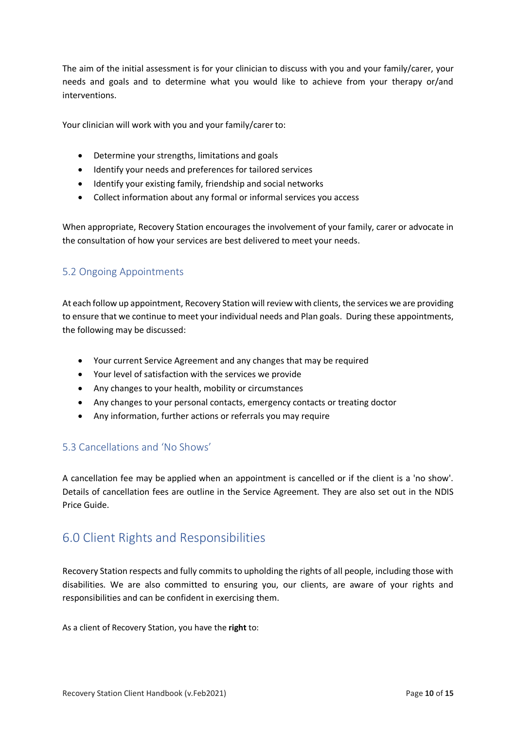The aim of the initial assessment is for your clinician to discuss with you and your family/carer, your needs and goals and to determine what you would like to achieve from your therapy or/and interventions.

Your clinician will work with you and your family/carer to:

- Determine your strengths, limitations and goals
- Identify your needs and preferences for tailored services
- Identify your existing family, friendship and social networks
- Collect information about any formal or informal services you access

When appropriate, Recovery Station encourages the involvement of your family, carer or advocate in the consultation of how your services are best delivered to meet your needs.

### 5.2 Ongoing Appointments

At each follow up appointment, Recovery Station will review with clients, the services we are providing to ensure that we continue to meet your individual needs and Plan goals. During these appointments, the following may be discussed:

- Your current Service Agreement and any changes that may be required
- Your level of satisfaction with the services we provide
- Any changes to your health, mobility or circumstances
- Any changes to your personal contacts, emergency contacts or treating doctor
- Any information, further actions or referrals you may require

### 5.3 Cancellations and 'No Shows'

A cancellation fee may be applied when an appointment is cancelled or if the client is a 'no show'. Details of cancellation fees are outline in the Service Agreement. They are also set out in the NDIS Price Guide.

## 6.0 Client Rights and Responsibilities

Recovery Station respects and fully commits to upholding the rights of all people, including those with disabilities. We are also committed to ensuring you, our clients, are aware of your rights and responsibilities and can be confident in exercising them.

As a client of Recovery Station, you have the **right** to: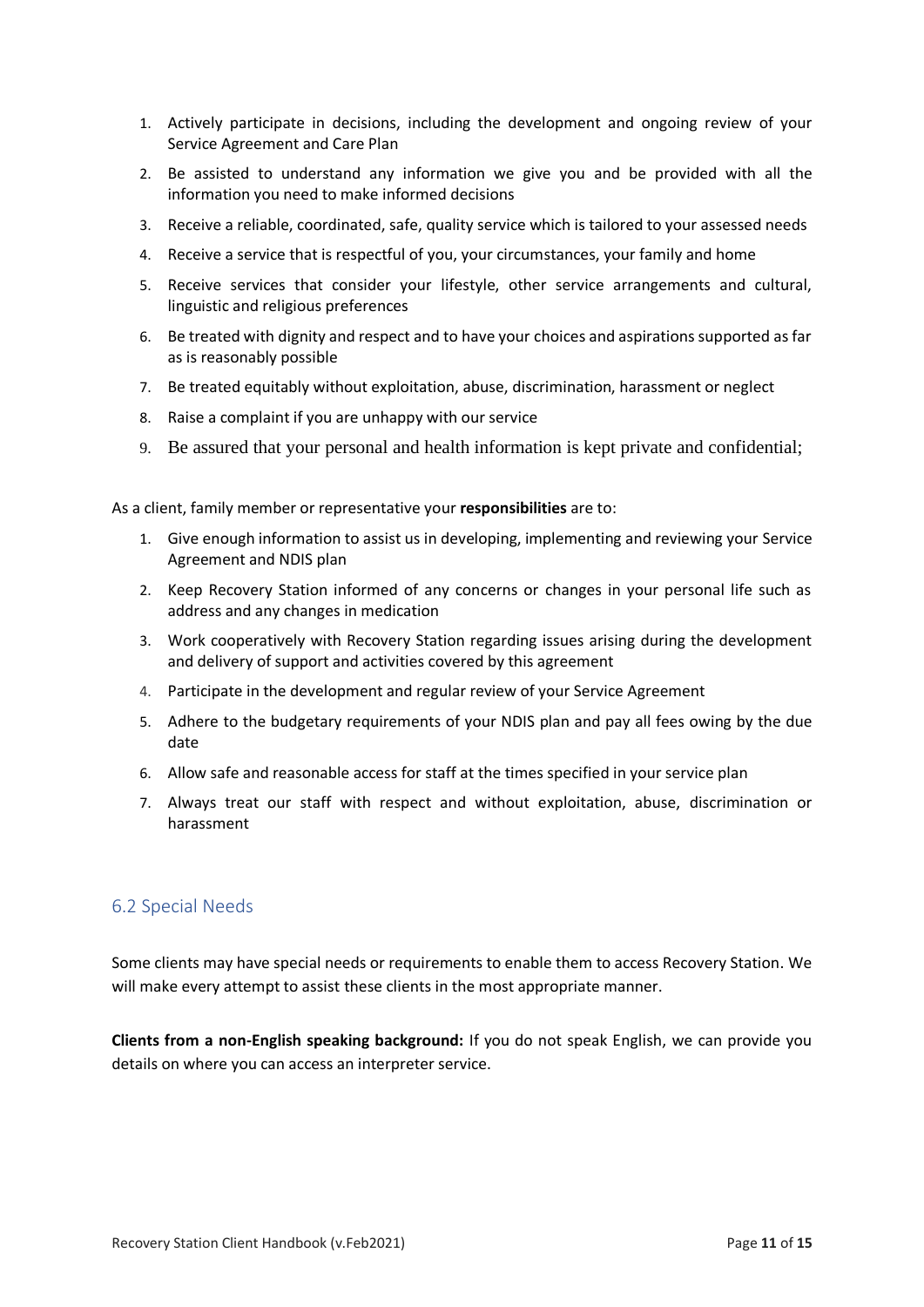1. Actively participate in decisions, including the development and ongoing review of your Service Agreement and Care Plan
2. Be assisted to understand any information we give you and be provided with all the information you need to make informed decisions
3. Receive a reliable, coordinated, safe, quality service which is tailored to your assessed needs
4. Receive a service that is respectful of you, your circumstances, your family and home
5. Receive services that consider your lifestyle, other service arrangements and cultural, linguistic and religious preferences
6. Be treated with dignity and respect and to have your choices and aspirations supported as far as is reasonably possible
7. Be treated equitably without exploitation, abuse, discrimination, harassment or neglect
8. Raise a complaint if you are unhappy with our service
9. Be assured that your personal and health information is kept private and confidential;

As a client, family member or representative your **responsibilities** are to:

1. Give enough information to assist us in developing, implementing and reviewing your Service Agreement and NDIS plan
2. Keep Recovery Station informed of any concerns or changes in your personal life such as address and any changes in medication
3. Work cooperatively with Recovery Station regarding issues arising during the development and delivery of support and activities covered by this agreement
4. Participate in the development and regular review of your Service Agreement
5. Adhere to the budgetary requirements of your NDIS plan and pay all fees owing by the due date
6. Allow safe and reasonable access for staff at the times specified in your service plan
7. Always treat our staff with respect and without exploitation, abuse, discrimination or harassment

## 6.2 Special Needs

Some clients may have special needs or requirements to enable them to access Recovery Station. We will make every attempt to assist these clients in the most appropriate manner.

**Clients from a non-English speaking background:** If you do not speak English, we can provide you details on where you can access an interpreter service.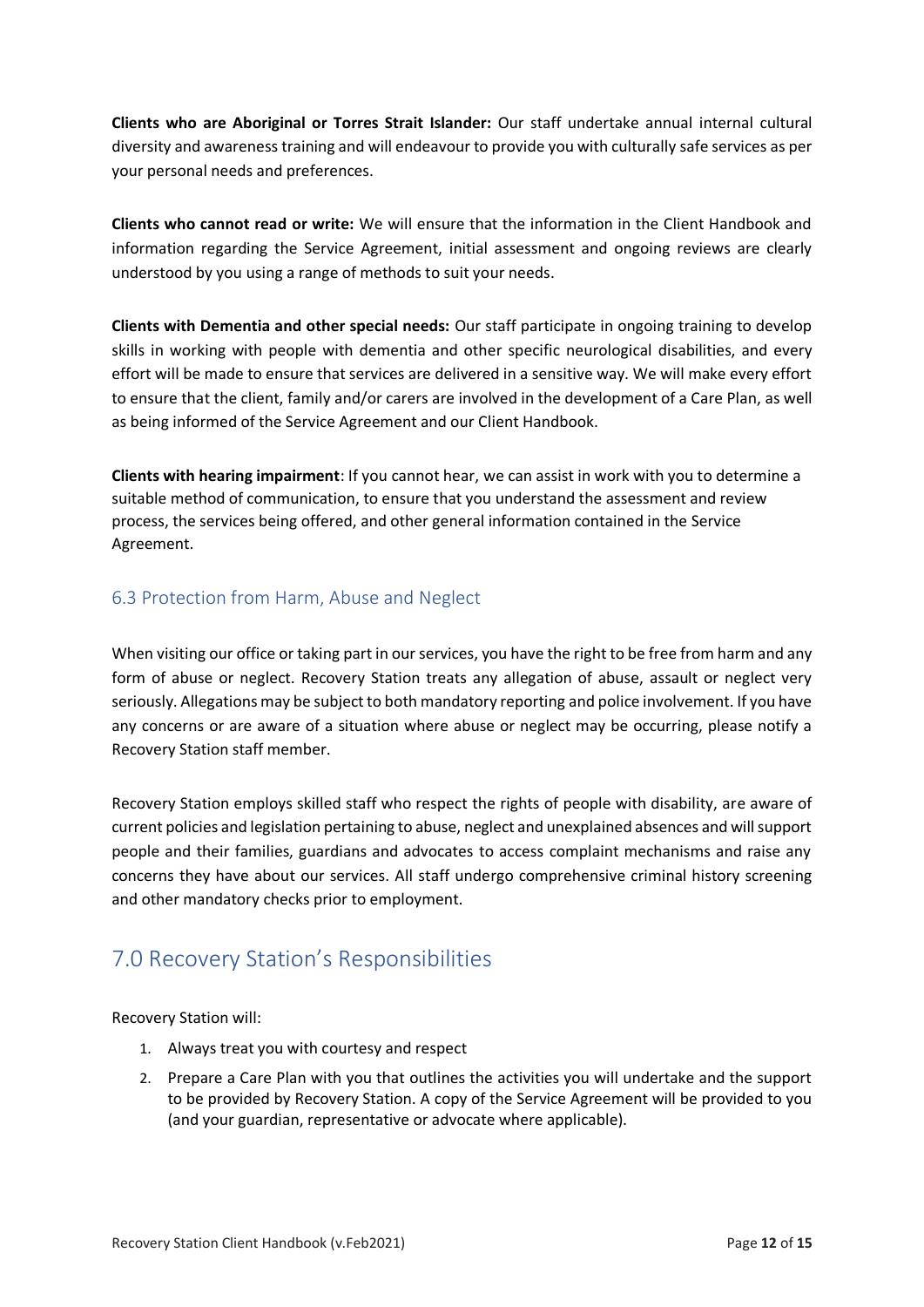**Clients who are Aboriginal or Torres Strait Islander:** Our staff undertake annual internal cultural diversity and awareness training and will endeavour to provide you with culturally safe services as per your personal needs and preferences.

**Clients who cannot read or write:** We will ensure that the information in the Client Handbook and information regarding the Service Agreement, initial assessment and ongoing reviews are clearly understood by you using a range of methods to suit your needs.

**Clients with Dementia and other special needs:** Our staff participate in ongoing training to develop skills in working with people with dementia and other specific neurological disabilities, and every effort will be made to ensure that services are delivered in a sensitive way. We will make every effort to ensure that the client, family and/or carers are involved in the development of a Care Plan, as well as being informed of the Service Agreement and our Client Handbook.

**Clients with hearing impairment**: If you cannot hear, we can assist in work with you to determine a suitable method of communication, to ensure that you understand the assessment and review process, the services being offered, and other general information contained in the Service Agreement.

### 6.3 Protection from Harm, Abuse and Neglect

When visiting our office or taking part in our services, you have the right to be free from harm and any form of abuse or neglect. Recovery Station treats any allegation of abuse, assault or neglect very seriously. Allegations may be subject to both mandatory reporting and police involvement. If you have any concerns or are aware of a situation where abuse or neglect may be occurring, please notify a Recovery Station staff member.

Recovery Station employs skilled staff who respect the rights of people with disability, are aware of current policies and legislation pertaining to abuse, neglect and unexplained absences and will support people and their families, guardians and advocates to access complaint mechanisms and raise any concerns they have about our services. All staff undergo comprehensive criminal history screening and other mandatory checks prior to employment.

## 7.0 Recovery Station's Responsibilities

Recovery Station will:

1. Always treat you with courtesy and respect
2. Prepare a Care Plan with you that outlines the activities you will undertake and the support to be provided by Recovery Station. A copy of the Service Agreement will be provided to you (and your guardian, representative or advocate where applicable).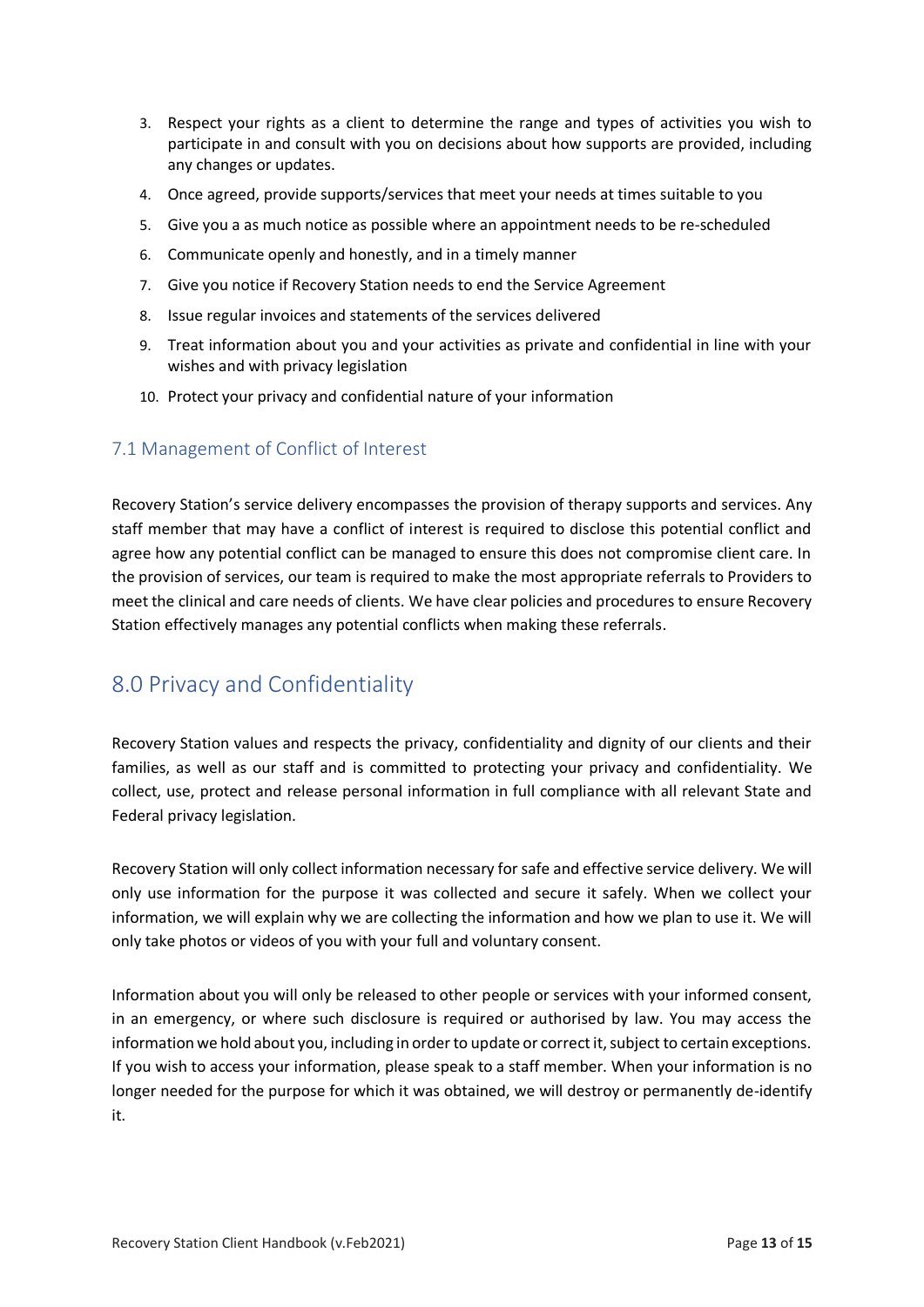3. Respect your rights as a client to determine the range and types of activities you wish to participate in and consult with you on decisions about how supports are provided, including any changes or updates.
4. Once agreed, provide supports/services that meet your needs at times suitable to you
5. Give you a as much notice as possible where an appointment needs to be re-scheduled
6. Communicate openly and honestly, and in a timely manner
7. Give you notice if Recovery Station needs to end the Service Agreement
8. Issue regular invoices and statements of the services delivered
9. Treat information about you and your activities as private and confidential in line with your wishes and with privacy legislation
10. Protect your privacy and confidential nature of your information

### 7.1 Management of Conflict of Interest

Recovery Station's service delivery encompasses the provision of therapy supports and services. Any staff member that may have a conflict of interest is required to disclose this potential conflict and agree how any potential conflict can be managed to ensure this does not compromise client care. In the provision of services, our team is required to make the most appropriate referrals to Providers to meet the clinical and care needs of clients. We have clear policies and procedures to ensure Recovery Station effectively manages any potential conflicts when making these referrals.

## 8.0 Privacy and Confidentiality

Recovery Station values and respects the privacy, confidentiality and dignity of our clients and their families, as well as our staff and is committed to protecting your privacy and confidentiality. We collect, use, protect and release personal information in full compliance with all relevant State and Federal privacy legislation.

Recovery Station will only collect information necessary for safe and effective service delivery. We will only use information for the purpose it was collected and secure it safely. When we collect your information, we will explain why we are collecting the information and how we plan to use it. We will only take photos or videos of you with your full and voluntary consent.

Information about you will only be released to other people or services with your informed consent, in an emergency, or where such disclosure is required or authorised by law. You may access the information we hold about you, including in order to update or correct it, subject to certain exceptions. If you wish to access your information, please speak to a staff member. When your information is no longer needed for the purpose for which it was obtained, we will destroy or permanently de-identify it.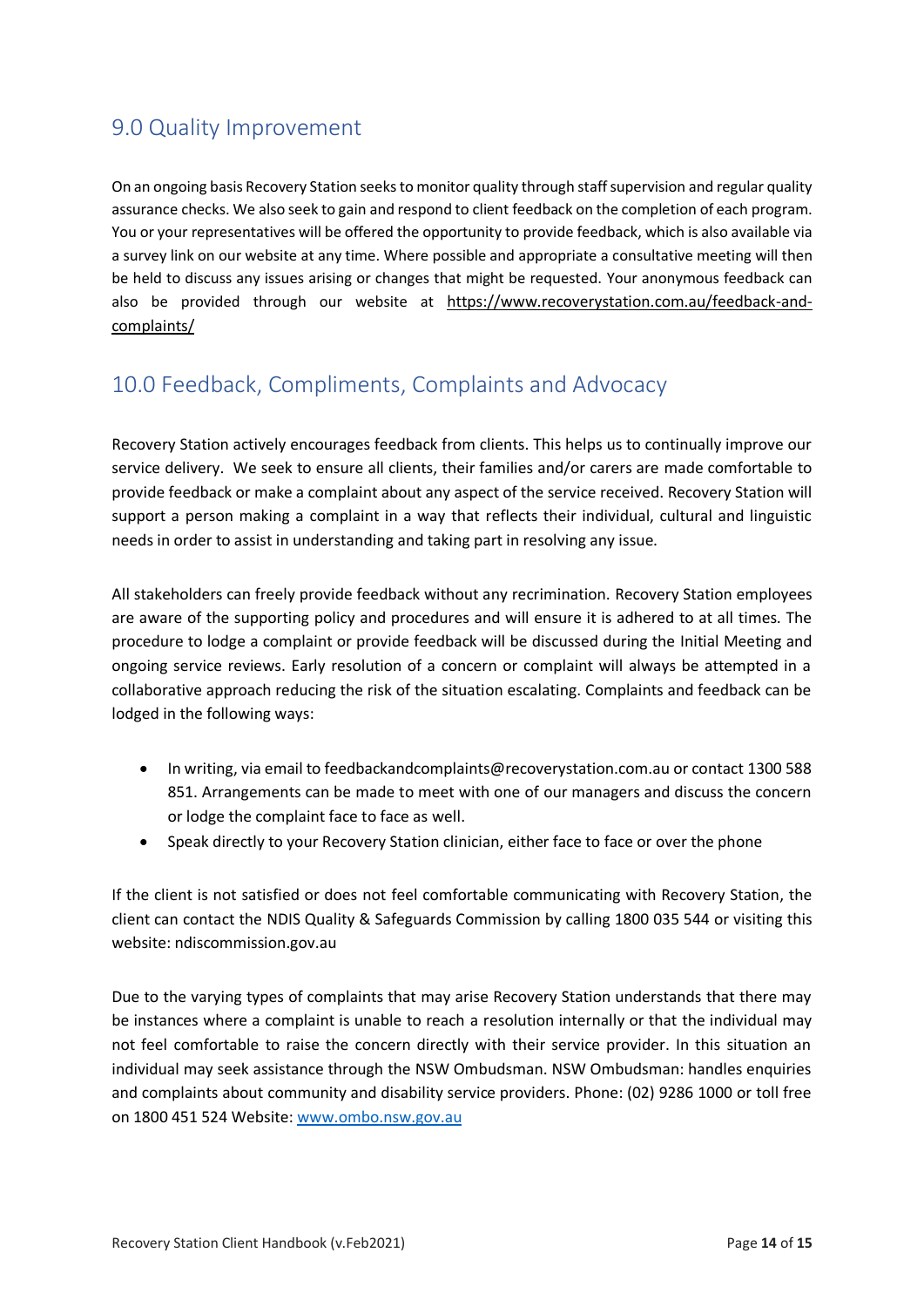## 9.0 Quality Improvement

On an ongoing basis Recovery Station seeks to monitor quality through staff supervision and regular quality assurance checks. We also seek to gain and respond to client feedback on the completion of each program. You or your representatives will be offered the opportunity to provide feedback, which is also available via a survey link on our website at any time. Where possible and appropriate a consultative meeting will then be held to discuss any issues arising or changes that might be requested. Your anonymous feedback can also be provided through our website at https://www.recoverystation.com.au/feedback-and-complaints/

## 10.0 Feedback, Compliments, Complaints and Advocacy

Recovery Station actively encourages feedback from clients. This helps us to continually improve our service delivery. We seek to ensure all clients, their families and/or carers are made comfortable to provide feedback or make a complaint about any aspect of the service received. Recovery Station will support a person making a complaint in a way that reflects their individual, cultural and linguistic needs in order to assist in understanding and taking part in resolving any issue.

All stakeholders can freely provide feedback without any recrimination. Recovery Station employees are aware of the supporting policy and procedures and will ensure it is adhered to at all times. The procedure to lodge a complaint or provide feedback will be discussed during the Initial Meeting and ongoing service reviews. Early resolution of a concern or complaint will always be attempted in a collaborative approach reducing the risk of the situation escalating. Complaints and feedback can be lodged in the following ways:

- In writing, via email to feedbackandcomplaints@recoverystation.com.au or contact 1300 588 851. Arrangements can be made to meet with one of our managers and discuss the concern or lodge the complaint face to face as well.
- Speak directly to your Recovery Station clinician, either face to face or over the phone

If the client is not satisfied or does not feel comfortable communicating with Recovery Station, the client can contact the NDIS Quality & Safeguards Commission by calling 1800 035 544 or visiting this website: ndiscommission.gov.au

Due to the varying types of complaints that may arise Recovery Station understands that there may be instances where a complaint is unable to reach a resolution internally or that the individual may not feel comfortable to raise the concern directly with their service provider. In this situation an individual may seek assistance through the NSW Ombudsman. NSW Ombudsman: handles enquiries and complaints about community and disability service providers. Phone: (02) 9286 1000 or toll free on 1800 451 524 Website: www.ombo.nsw.gov.au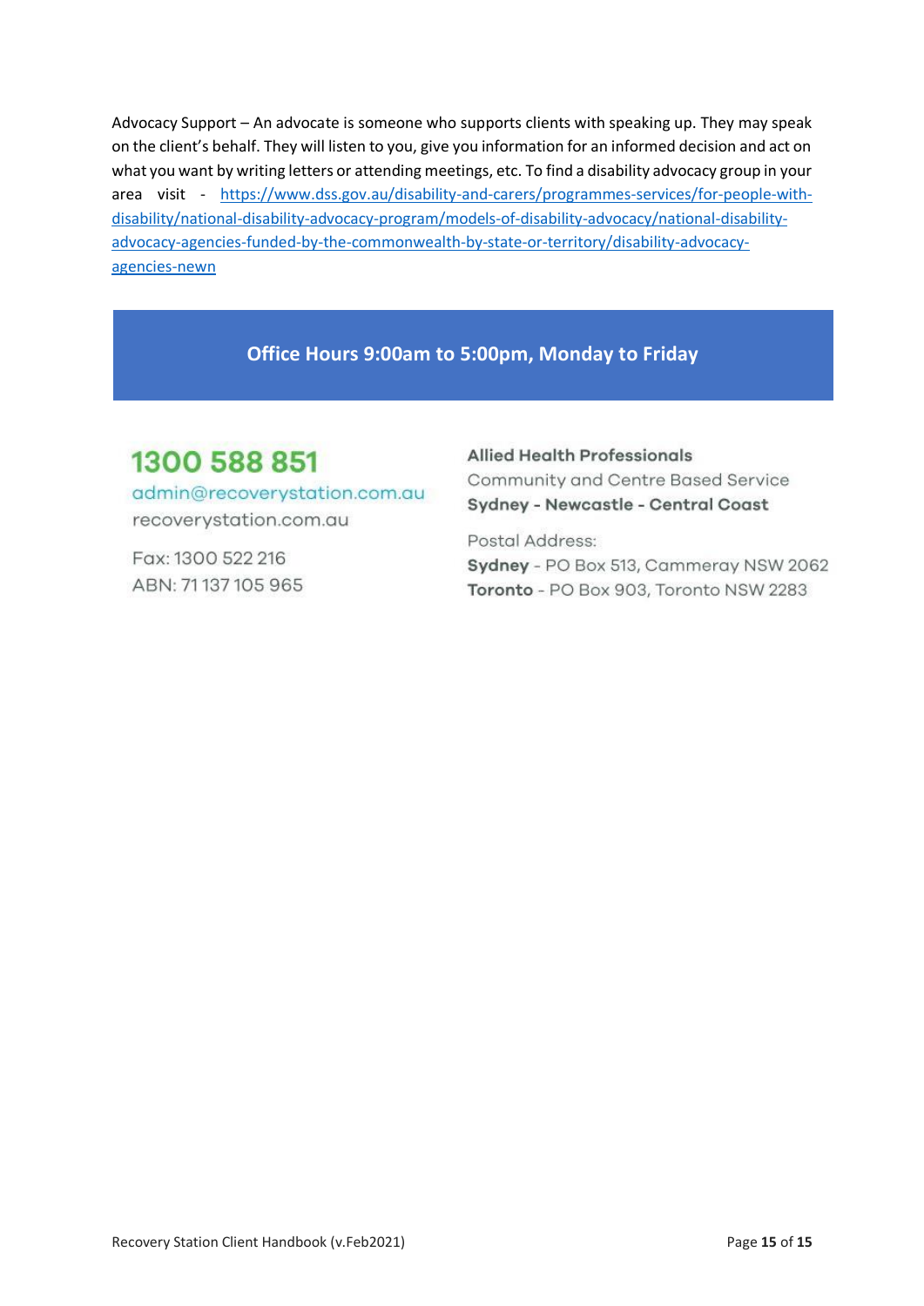Advocacy Support – An advocate is someone who supports clients with speaking up. They may speak on the client's behalf. They will listen to you, give you information for an informed decision and act on what you want by writing letters or attending meetings, etc. To find a disability advocacy group in your area visit - https://www.dss.gov.au/disability-and-carers/programmes-services/for-people-with-disability/national-disability-advocacy-program/models-of-disability-advocacy/national-disability-advocacy-agencies-funded-by-the-commonwealth-by-state-or-territory/disability-advocacy-agencies-newn

**Office Hours 9:00am to 5:00pm, Monday to Friday**

**1300 588 851**

admin@recoverystation.com.au

recoverystation.com.au

Fax: 1300 522 216

ABN: 71 137 105 965

**Allied Health Professionals**

Community and Centre Based Service

**Sydney - Newcastle - Central Coast**

Postal Address:

**Sydney** - PO Box 513, Cammeray NSW 2062

**Toronto** - PO Box 903, Toronto NSW 2283